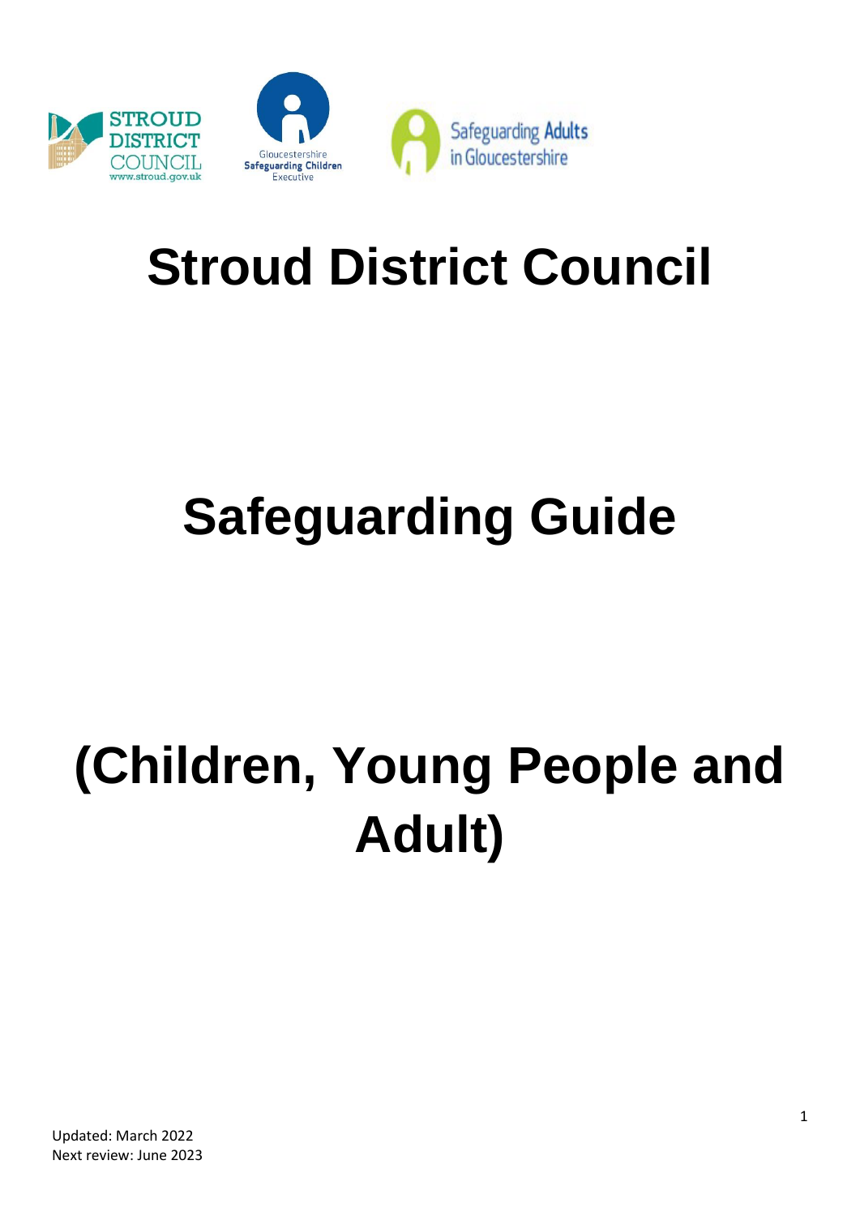# Stroud District Council

# Safeguarding Guide

# (Children, Young People and Adult)

Updated: March 2022
Next review: June 2023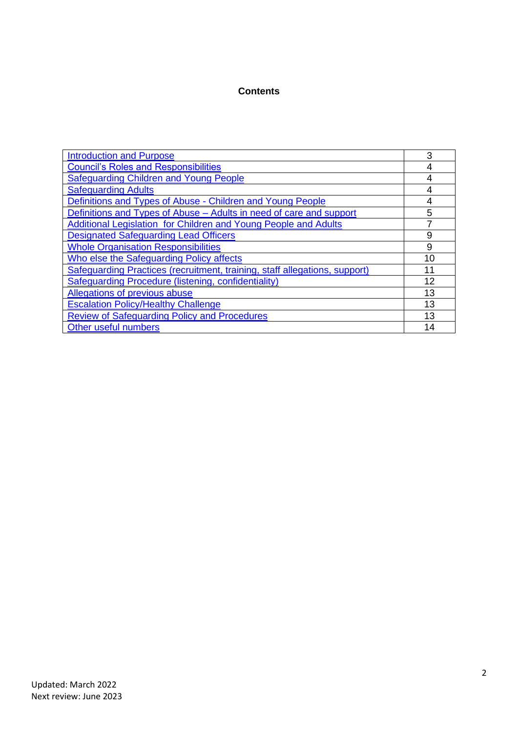## Contents

| | |
|---|---|
| Introduction and Purpose | 3 |
| Council's Roles and Responsibilities | 4 |
| Safeguarding Children and Young People | 4 |
| Safeguarding Adults | 4 |
| Definitions and Types of Abuse - Children and Young People | 4 |
| Definitions and Types of Abuse – Adults in need of care and support | 5 |
| Additional Legislation for Children and Young People and Adults | 7 |
| Designated Safeguarding Lead Officers | 9 |
| Whole Organisation Responsibilities | 9 |
| Who else the Safeguarding Policy affects | 10 |
| Safeguarding Practices (recruitment, training, staff allegations, support) | 11 |
| Safeguarding Procedure (listening, confidentiality) | 12 |
| Allegations of previous abuse | 13 |
| Escalation Policy/Healthy Challenge | 13 |
| Review of Safeguarding Policy and Procedures | 13 |
| Other useful numbers | 14 |

Updated: March 2022
Next review: June 2023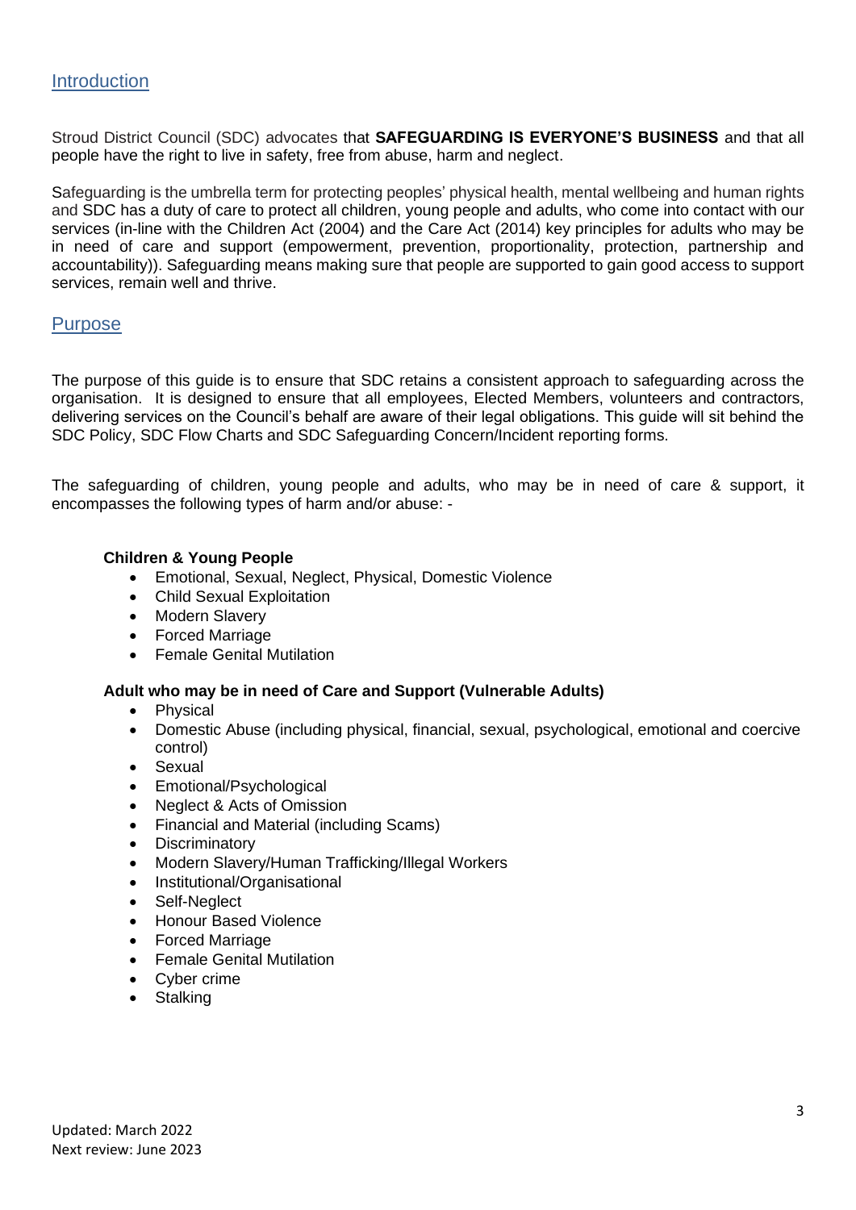## Introduction

Stroud District Council (SDC) advocates that **SAFEGUARDING IS EVERYONE'S BUSINESS** and that all people have the right to live in safety, free from abuse, harm and neglect.

Safeguarding is the umbrella term for protecting peoples' physical health, mental wellbeing and human rights and SDC has a duty of care to protect all children, young people and adults, who come into contact with our services (in-line with the Children Act (2004) and the Care Act (2014) key principles for adults who may be in need of care and support (empowerment, prevention, proportionality, protection, partnership and accountability)). Safeguarding means making sure that people are supported to gain good access to support services, remain well and thrive.

## Purpose

The purpose of this guide is to ensure that SDC retains a consistent approach to safeguarding across the organisation. It is designed to ensure that all employees, Elected Members, volunteers and contractors, delivering services on the Council's behalf are aware of their legal obligations. This guide will sit behind the SDC Policy, SDC Flow Charts and SDC Safeguarding Concern/Incident reporting forms.

The safeguarding of children, young people and adults, who may be in need of care & support, it encompasses the following types of harm and/or abuse: -

**Children & Young People**

- Emotional, Sexual, Neglect, Physical, Domestic Violence
- Child Sexual Exploitation
- Modern Slavery
- Forced Marriage
- Female Genital Mutilation

**Adult who may be in need of Care and Support (Vulnerable Adults)**

- Physical
- Domestic Abuse (including physical, financial, sexual, psychological, emotional and coercive control)
- Sexual
- Emotional/Psychological
- Neglect & Acts of Omission
- Financial and Material (including Scams)
- Discriminatory
- Modern Slavery/Human Trafficking/Illegal Workers
- Institutional/Organisational
- Self-Neglect
- Honour Based Violence
- Forced Marriage
- Female Genital Mutilation
- Cyber crime
- Stalking

Updated: March 2022
Next review: June 2023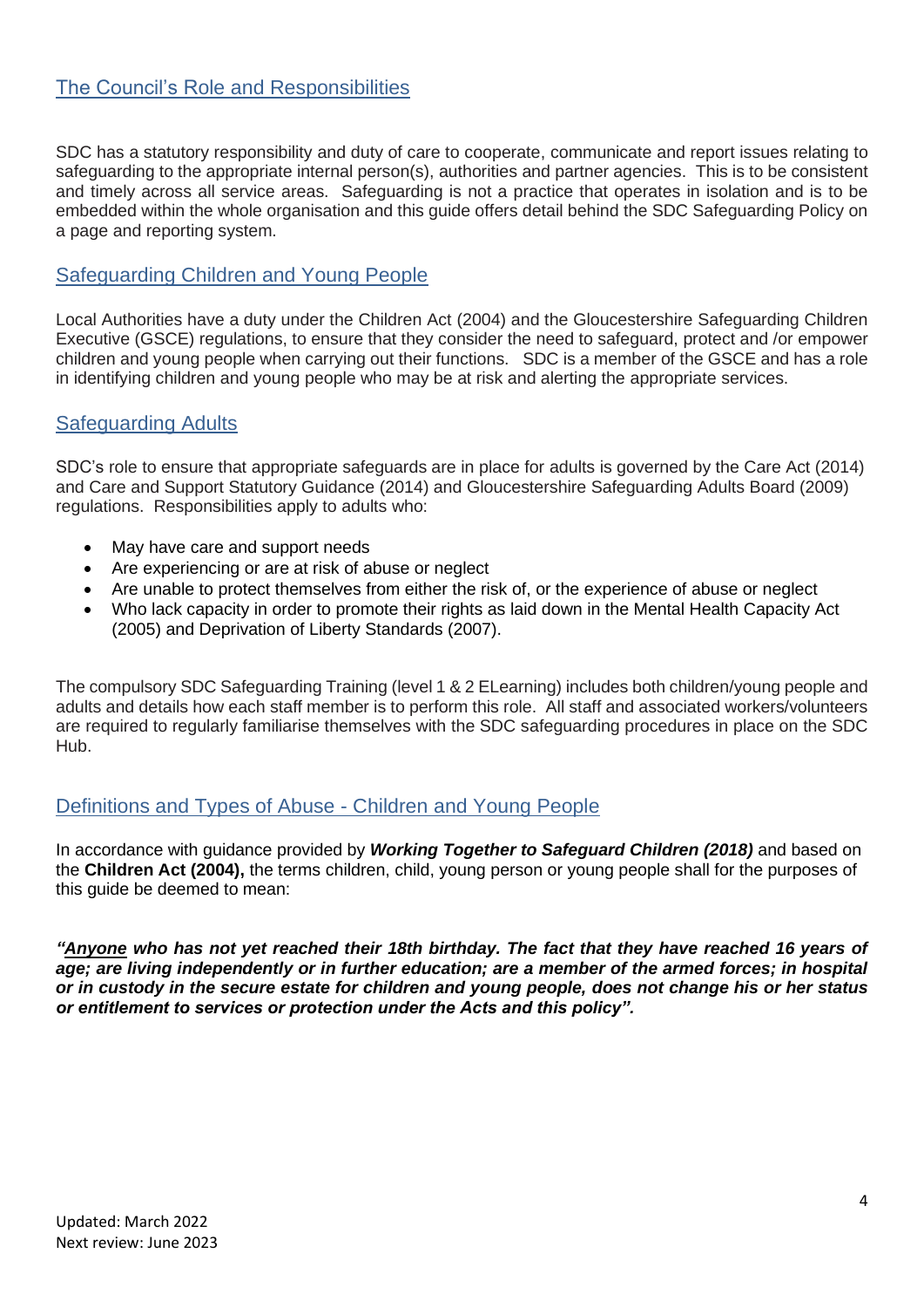## The Council's Role and Responsibilities

SDC has a statutory responsibility and duty of care to cooperate, communicate and report issues relating to safeguarding to the appropriate internal person(s), authorities and partner agencies. This is to be consistent and timely across all service areas. Safeguarding is not a practice that operates in isolation and is to be embedded within the whole organisation and this guide offers detail behind the SDC Safeguarding Policy on a page and reporting system.

## Safeguarding Children and Young People

Local Authorities have a duty under the Children Act (2004) and the Gloucestershire Safeguarding Children Executive (GSCE) regulations, to ensure that they consider the need to safeguard, protect and /or empower children and young people when carrying out their functions. SDC is a member of the GSCE and has a role in identifying children and young people who may be at risk and alerting the appropriate services.

## Safeguarding Adults

SDC's role to ensure that appropriate safeguards are in place for adults is governed by the Care Act (2014) and Care and Support Statutory Guidance (2014) and Gloucestershire Safeguarding Adults Board (2009) regulations. Responsibilities apply to adults who:

- May have care and support needs
- Are experiencing or are at risk of abuse or neglect
- Are unable to protect themselves from either the risk of, or the experience of abuse or neglect
- Who lack capacity in order to promote their rights as laid down in the Mental Health Capacity Act (2005) and Deprivation of Liberty Standards (2007).

The compulsory SDC Safeguarding Training (level 1 & 2 ELearning) includes both children/young people and adults and details how each staff member is to perform this role. All staff and associated workers/volunteers are required to regularly familiarise themselves with the SDC safeguarding procedures in place on the SDC Hub.

## Definitions and Types of Abuse - Children and Young People

In accordance with guidance provided by ***Working Together to Safeguard Children (2018)*** and based on the **Children Act (2004),** the terms children, child, young person or young people shall for the purposes of this guide be deemed to mean:

***"Anyone who has not yet reached their 18th birthday. The fact that they have reached 16 years of age; are living independently or in further education; are a member of the armed forces; in hospital or in custody in the secure estate for children and young people, does not change his or her status or entitlement to services or protection under the Acts and this policy".***

Updated: March 2022
Next review: June 2023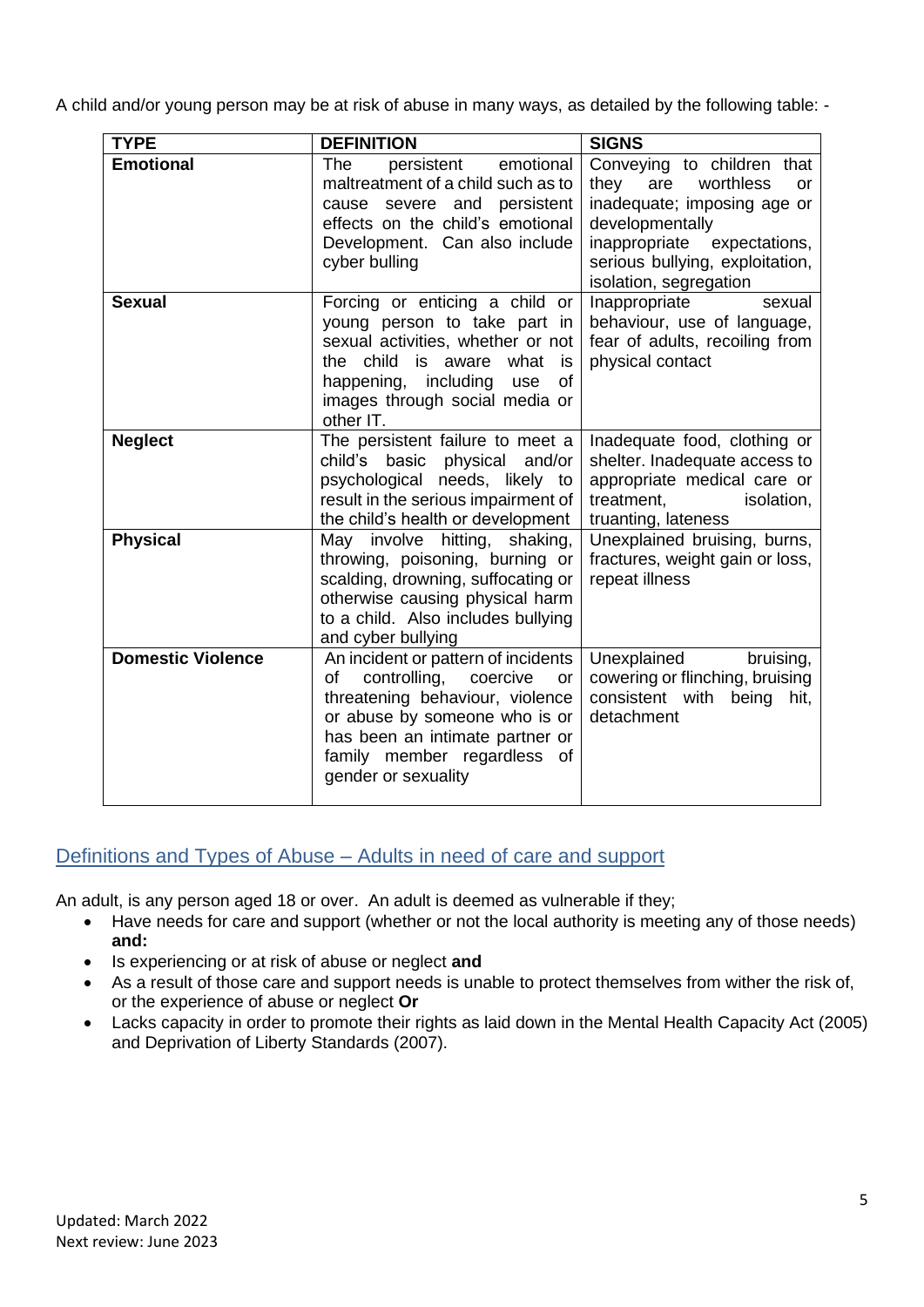A child and/or young person may be at risk of abuse in many ways, as detailed by the following table: -

| TYPE | DEFINITION | SIGNS |
|---|---|---|
| **Emotional** | The persistent emotional maltreatment of a child such as to cause severe and persistent effects on the child's emotional Development. Can also include cyber bulling | Conveying to children that they are worthless or inadequate; imposing age or developmentally inappropriate expectations, serious bullying, exploitation, isolation, segregation |
| **Sexual** | Forcing or enticing a child or young person to take part in sexual activities, whether or not the child is aware what is happening, including use of images through social media or other IT. | Inappropriate sexual behaviour, use of language, fear of adults, recoiling from physical contact |
| **Neglect** | The persistent failure to meet a child's basic physical and/or psychological needs, likely to result in the serious impairment of the child's health or development | Inadequate food, clothing or shelter. Inadequate access to appropriate medical care or treatment, isolation, truanting, lateness |
| **Physical** | May involve hitting, shaking, throwing, poisoning, burning or scalding, drowning, suffocating or otherwise causing physical harm to a child. Also includes bullying and cyber bullying | Unexplained bruising, burns, fractures, weight gain or loss, repeat illness |
| **Domestic Violence** | An incident or pattern of incidents of controlling, coercive or threatening behaviour, violence or abuse by someone who is or has been an intimate partner or family member regardless of gender or sexuality | Unexplained bruising, cowering or flinching, bruising consistent with being hit, detachment |

## Definitions and Types of Abuse – Adults in need of care and support

An adult, is any person aged 18 or over. An adult is deemed as vulnerable if they;

- Have needs for care and support (whether or not the local authority is meeting any of those needs) **and:**
- Is experiencing or at risk of abuse or neglect **and**
- As a result of those care and support needs is unable to protect themselves from wither the risk of, or the experience of abuse or neglect **Or**
- Lacks capacity in order to promote their rights as laid down in the Mental Health Capacity Act (2005) and Deprivation of Liberty Standards (2007).

Updated: March 2022
Next review: June 2023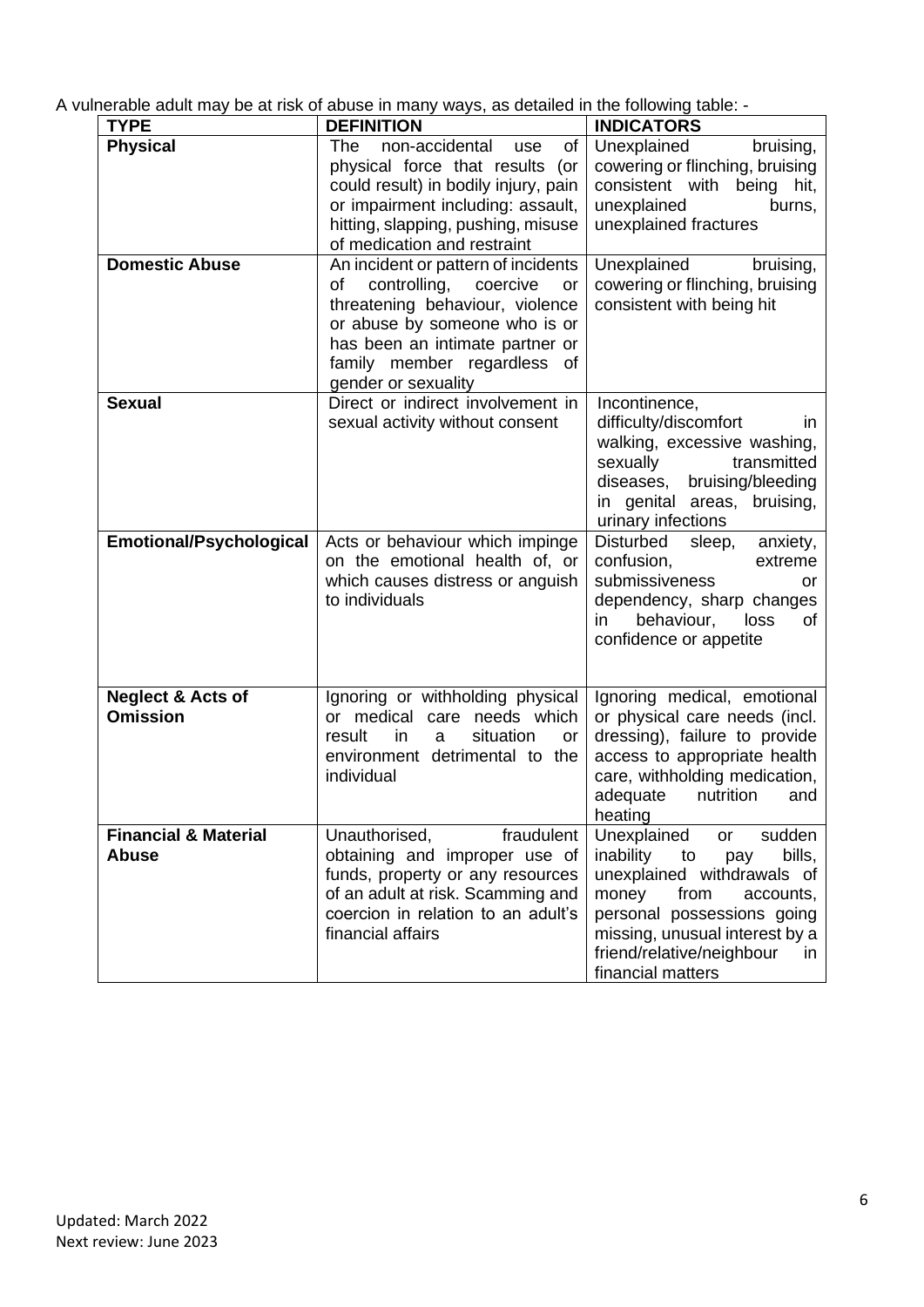A vulnerable adult may be at risk of abuse in many ways, as detailed in the following table: -

| TYPE | DEFINITION | INDICATORS |
|---|---|---|
| **Physical** | The non-accidental use of physical force that results (or could result) in bodily injury, pain or impairment including: assault, hitting, slapping, pushing, misuse of medication and restraint | Unexplained bruising, cowering or flinching, bruising consistent with being hit, unexplained burns, unexplained fractures |
| **Domestic Abuse** | An incident or pattern of incidents of controlling, coercive or threatening behaviour, violence or abuse by someone who is or has been an intimate partner or family member regardless of gender or sexuality | Unexplained bruising, cowering or flinching, bruising consistent with being hit |
| **Sexual** | Direct or indirect involvement in sexual activity without consent | Incontinence, difficulty/discomfort in walking, excessive washing, sexually transmitted diseases, bruising/bleeding in genital areas, bruising, urinary infections |
| **Emotional/Psychological** | Acts or behaviour which impinge on the emotional health of, or which causes distress or anguish to individuals | Disturbed sleep, anxiety, confusion, extreme submissiveness or dependency, sharp changes in behaviour, loss of confidence or appetite |
| **Neglect & Acts of Omission** | Ignoring or withholding physical or medical care needs which result in a situation or environment detrimental to the individual | Ignoring medical, emotional or physical care needs (incl. dressing), failure to provide access to appropriate health care, withholding medication, adequate nutrition and heating |
| **Financial & Material Abuse** | Unauthorised, fraudulent obtaining and improper use of funds, property or any resources of an adult at risk. Scamming and coercion in relation to an adult's financial affairs | Unexplained or sudden inability to pay bills, unexplained withdrawals of money from accounts, personal possessions going missing, unusual interest by a friend/relative/neighbour in financial matters |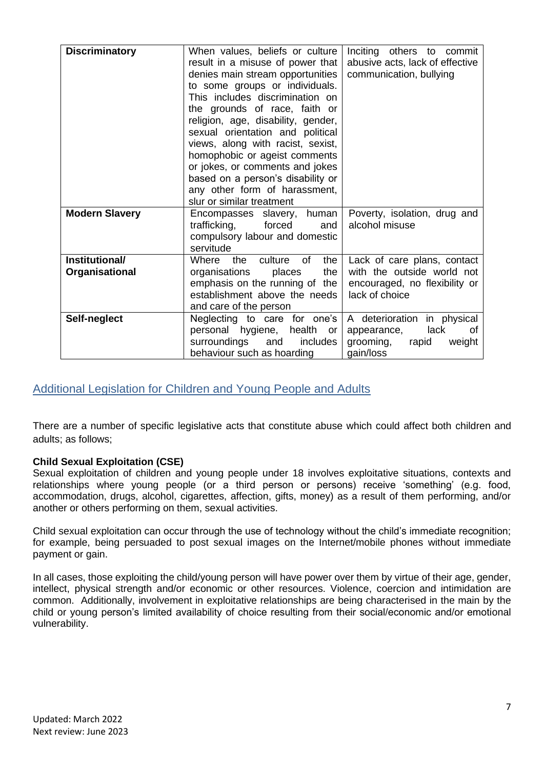| Discriminatory | When values, beliefs or culture result in a misuse of power that denies main stream opportunities to some groups or individuals. This includes discrimination on the grounds of race, faith or religion, age, disability, gender, sexual orientation and political views, along with racist, sexist, homophobic or ageist comments or jokes, or comments and jokes based on a person's disability or any other form of harassment, slur or similar treatment | Inciting others to commit abusive acts, lack of effective communication, bullying |
|---|---|---|
| **Modern Slavery** | Encompasses slavery, human trafficking, forced and compulsory labour and domestic servitude | Poverty, isolation, drug and alcohol misuse |
| **Institutional/ Organisational** | Where the culture of the organisations places the emphasis on the running of the establishment above the needs and care of the person | Lack of care plans, contact with the outside world not encouraged, no flexibility or lack of choice |
| **Self-neglect** | Neglecting to care for one's personal hygiene, health or surroundings and includes behaviour such as hoarding | A deterioration in physical appearance, lack of grooming, rapid weight gain/loss |

## Additional Legislation for Children and Young People and Adults

There are a number of specific legislative acts that constitute abuse which could affect both children and adults; as follows;

**Child Sexual Exploitation (CSE)**

Sexual exploitation of children and young people under 18 involves exploitative situations, contexts and relationships where young people (or a third person or persons) receive 'something' (e.g. food, accommodation, drugs, alcohol, cigarettes, affection, gifts, money) as a result of them performing, and/or another or others performing on them, sexual activities.

Child sexual exploitation can occur through the use of technology without the child's immediate recognition; for example, being persuaded to post sexual images on the Internet/mobile phones without immediate payment or gain.

In all cases, those exploiting the child/young person will have power over them by virtue of their age, gender, intellect, physical strength and/or economic or other resources. Violence, coercion and intimidation are common. Additionally, involvement in exploitative relationships are being characterised in the main by the child or young person's limited availability of choice resulting from their social/economic and/or emotional vulnerability.

Updated: March 2022
Next review: June 2023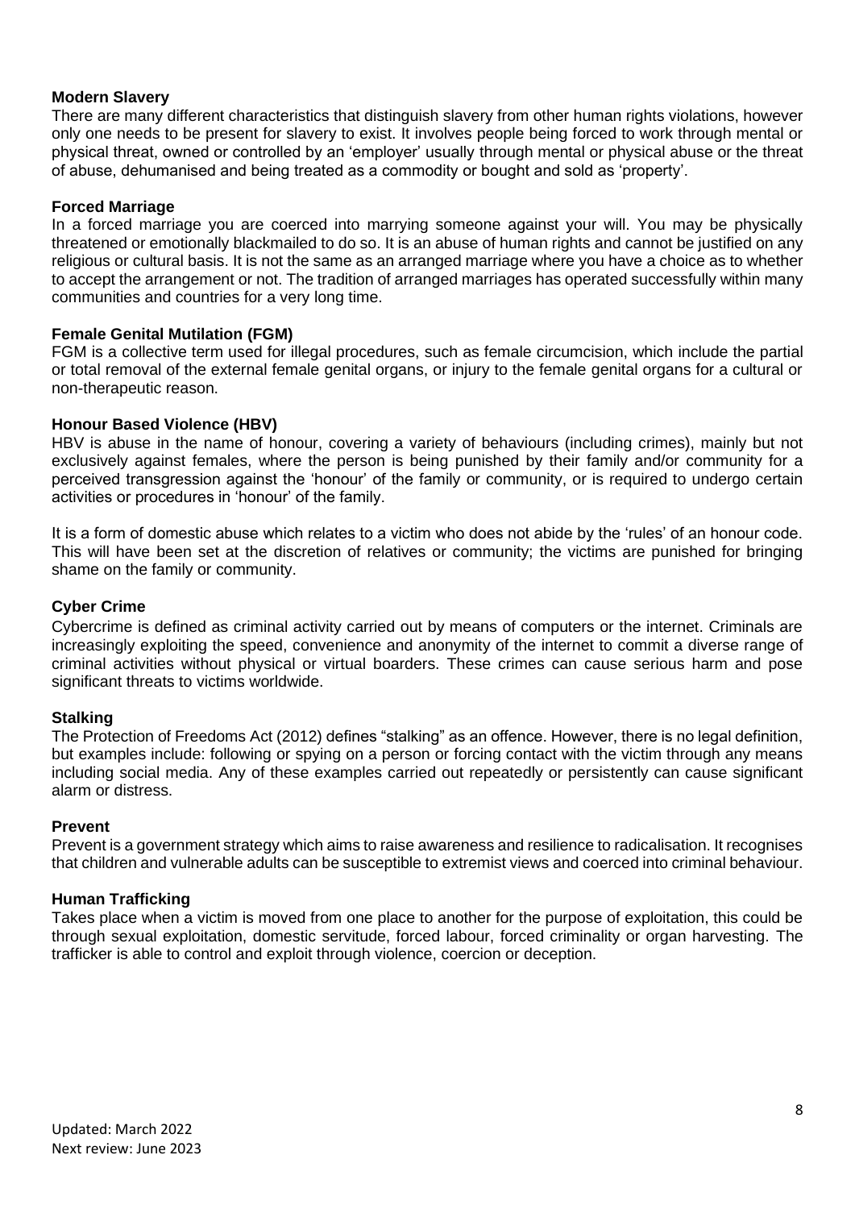**Modern Slavery**

There are many different characteristics that distinguish slavery from other human rights violations, however only one needs to be present for slavery to exist. It involves people being forced to work through mental or physical threat, owned or controlled by an 'employer' usually through mental or physical abuse or the threat of abuse, dehumanised and being treated as a commodity or bought and sold as 'property'.

**Forced Marriage**

In a forced marriage you are coerced into marrying someone against your will. You may be physically threatened or emotionally blackmailed to do so. It is an abuse of human rights and cannot be justified on any religious or cultural basis. It is not the same as an arranged marriage where you have a choice as to whether to accept the arrangement or not. The tradition of arranged marriages has operated successfully within many communities and countries for a very long time.

**Female Genital Mutilation (FGM)**

FGM is a collective term used for illegal procedures, such as female circumcision, which include the partial or total removal of the external female genital organs, or injury to the female genital organs for a cultural or non-therapeutic reason.

**Honour Based Violence (HBV)**

HBV is abuse in the name of honour, covering a variety of behaviours (including crimes), mainly but not exclusively against females, where the person is being punished by their family and/or community for a perceived transgression against the 'honour' of the family or community, or is required to undergo certain activities or procedures in 'honour' of the family.

It is a form of domestic abuse which relates to a victim who does not abide by the 'rules' of an honour code. This will have been set at the discretion of relatives or community; the victims are punished for bringing shame on the family or community.

**Cyber Crime**

Cybercrime is defined as criminal activity carried out by means of computers or the internet. Criminals are increasingly exploiting the speed, convenience and anonymity of the internet to commit a diverse range of criminal activities without physical or virtual boarders. These crimes can cause serious harm and pose significant threats to victims worldwide.

**Stalking**

The Protection of Freedoms Act (2012) defines "stalking" as an offence. However, there is no legal definition, but examples include: following or spying on a person or forcing contact with the victim through any means including social media. Any of these examples carried out repeatedly or persistently can cause significant alarm or distress.

**Prevent**

Prevent is a government strategy which aims to raise awareness and resilience to radicalisation. It recognises that children and vulnerable adults can be susceptible to extremist views and coerced into criminal behaviour.

**Human Trafficking**

Takes place when a victim is moved from one place to another for the purpose of exploitation, this could be through sexual exploitation, domestic servitude, forced labour, forced criminality or organ harvesting. The trafficker is able to control and exploit through violence, coercion or deception.

Updated: March 2022
Next review: June 2023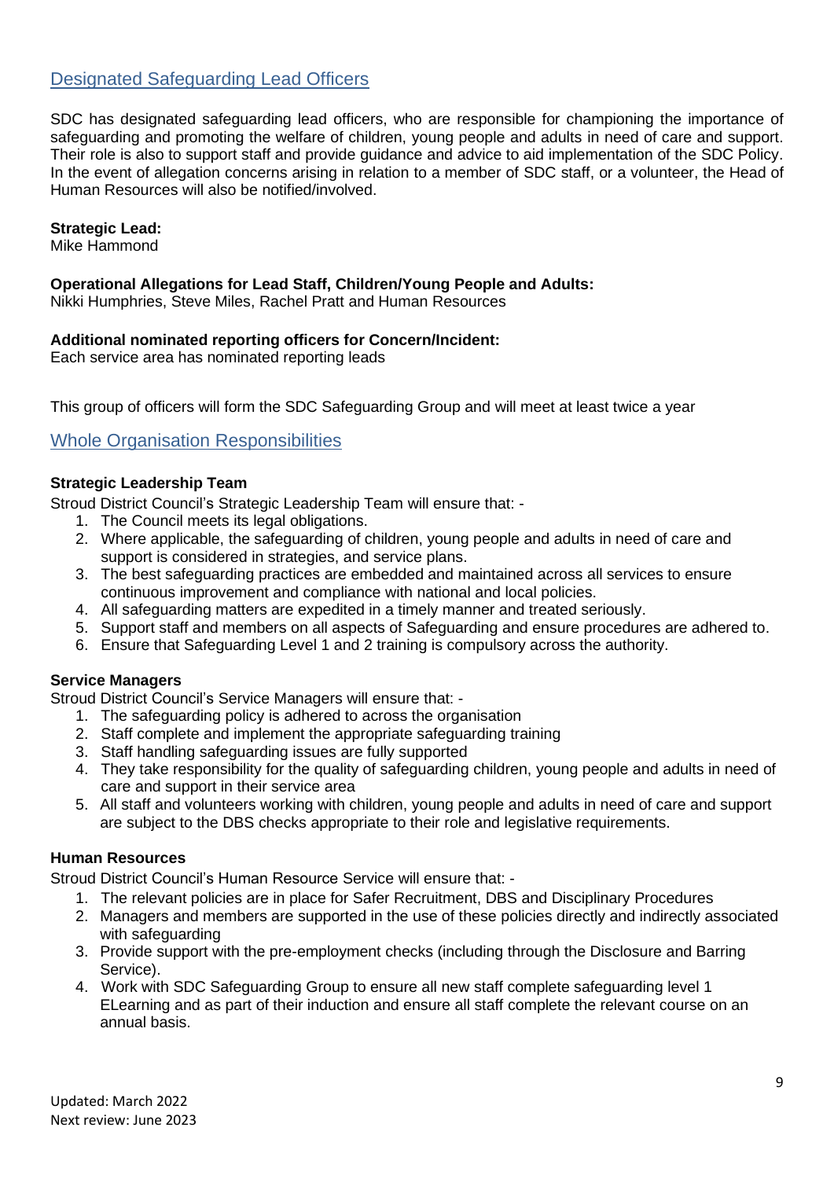## Designated Safeguarding Lead Officers

SDC has designated safeguarding lead officers, who are responsible for championing the importance of safeguarding and promoting the welfare of children, young people and adults in need of care and support. Their role is also to support staff and provide guidance and advice to aid implementation of the SDC Policy. In the event of allegation concerns arising in relation to a member of SDC staff, or a volunteer, the Head of Human Resources will also be notified/involved.

**Strategic Lead:**
Mike Hammond

**Operational Allegations for Lead Staff, Children/Young People and Adults:**
Nikki Humphries, Steve Miles, Rachel Pratt and Human Resources

**Additional nominated reporting officers for Concern/Incident:**
Each service area has nominated reporting leads

This group of officers will form the SDC Safeguarding Group and will meet at least twice a year

## Whole Organisation Responsibilities

**Strategic Leadership Team**

Stroud District Council's Strategic Leadership Team will ensure that: -

1. The Council meets its legal obligations.
2. Where applicable, the safeguarding of children, young people and adults in need of care and support is considered in strategies, and service plans.
3. The best safeguarding practices are embedded and maintained across all services to ensure continuous improvement and compliance with national and local policies.
4. All safeguarding matters are expedited in a timely manner and treated seriously.
5. Support staff and members on all aspects of Safeguarding and ensure procedures are adhered to.
6. Ensure that Safeguarding Level 1 and 2 training is compulsory across the authority.

**Service Managers**

Stroud District Council's Service Managers will ensure that: -

1. The safeguarding policy is adhered to across the organisation
2. Staff complete and implement the appropriate safeguarding training
3. Staff handling safeguarding issues are fully supported
4. They take responsibility for the quality of safeguarding children, young people and adults in need of care and support in their service area
5. All staff and volunteers working with children, young people and adults in need of care and support are subject to the DBS checks appropriate to their role and legislative requirements.

**Human Resources**

Stroud District Council's Human Resource Service will ensure that: -

1. The relevant policies are in place for Safer Recruitment, DBS and Disciplinary Procedures
2. Managers and members are supported in the use of these policies directly and indirectly associated with safeguarding
3. Provide support with the pre-employment checks (including through the Disclosure and Barring Service).
4. Work with SDC Safeguarding Group to ensure all new staff complete safeguarding level 1 ELearning and as part of their induction and ensure all staff complete the relevant course on an annual basis.

Updated: March 2022
Next review: June 2023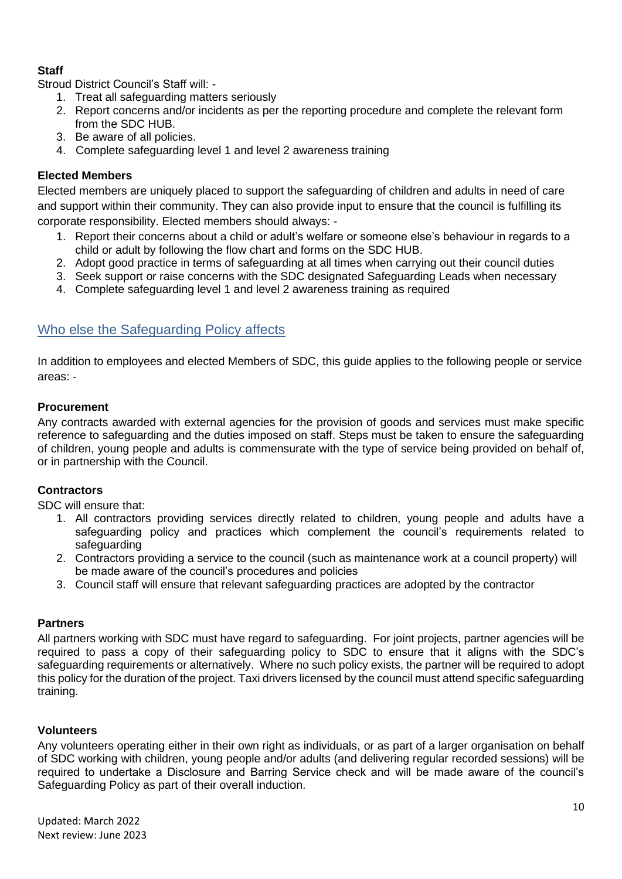**Staff**

Stroud District Council's Staff will: -

1. Treat all safeguarding matters seriously
2. Report concerns and/or incidents as per the reporting procedure and complete the relevant form from the SDC HUB.
3. Be aware of all policies.
4. Complete safeguarding level 1 and level 2 awareness training

**Elected Members**

Elected members are uniquely placed to support the safeguarding of children and adults in need of care and support within their community. They can also provide input to ensure that the council is fulfilling its corporate responsibility. Elected members should always: -

1. Report their concerns about a child or adult's welfare or someone else's behaviour in regards to a child or adult by following the flow chart and forms on the SDC HUB.
2. Adopt good practice in terms of safeguarding at all times when carrying out their council duties
3. Seek support or raise concerns with the SDC designated Safeguarding Leads when necessary
4. Complete safeguarding level 1 and level 2 awareness training as required

## Who else the Safeguarding Policy affects

In addition to employees and elected Members of SDC, this guide applies to the following people or service areas: -

**Procurement**

Any contracts awarded with external agencies for the provision of goods and services must make specific reference to safeguarding and the duties imposed on staff. Steps must be taken to ensure the safeguarding of children, young people and adults is commensurate with the type of service being provided on behalf of, or in partnership with the Council.

**Contractors**

SDC will ensure that:

1. All contractors providing services directly related to children, young people and adults have a safeguarding policy and practices which complement the council's requirements related to safeguarding
2. Contractors providing a service to the council (such as maintenance work at a council property) will be made aware of the council's procedures and policies
3. Council staff will ensure that relevant safeguarding practices are adopted by the contractor

**Partners**

All partners working with SDC must have regard to safeguarding. For joint projects, partner agencies will be required to pass a copy of their safeguarding policy to SDC to ensure that it aligns with the SDC's safeguarding requirements or alternatively. Where no such policy exists, the partner will be required to adopt this policy for the duration of the project. Taxi drivers licensed by the council must attend specific safeguarding training.

**Volunteers**

Any volunteers operating either in their own right as individuals, or as part of a larger organisation on behalf of SDC working with children, young people and/or adults (and delivering regular recorded sessions) will be required to undertake a Disclosure and Barring Service check and will be made aware of the council's Safeguarding Policy as part of their overall induction.

Updated: March 2022
Next review: June 2023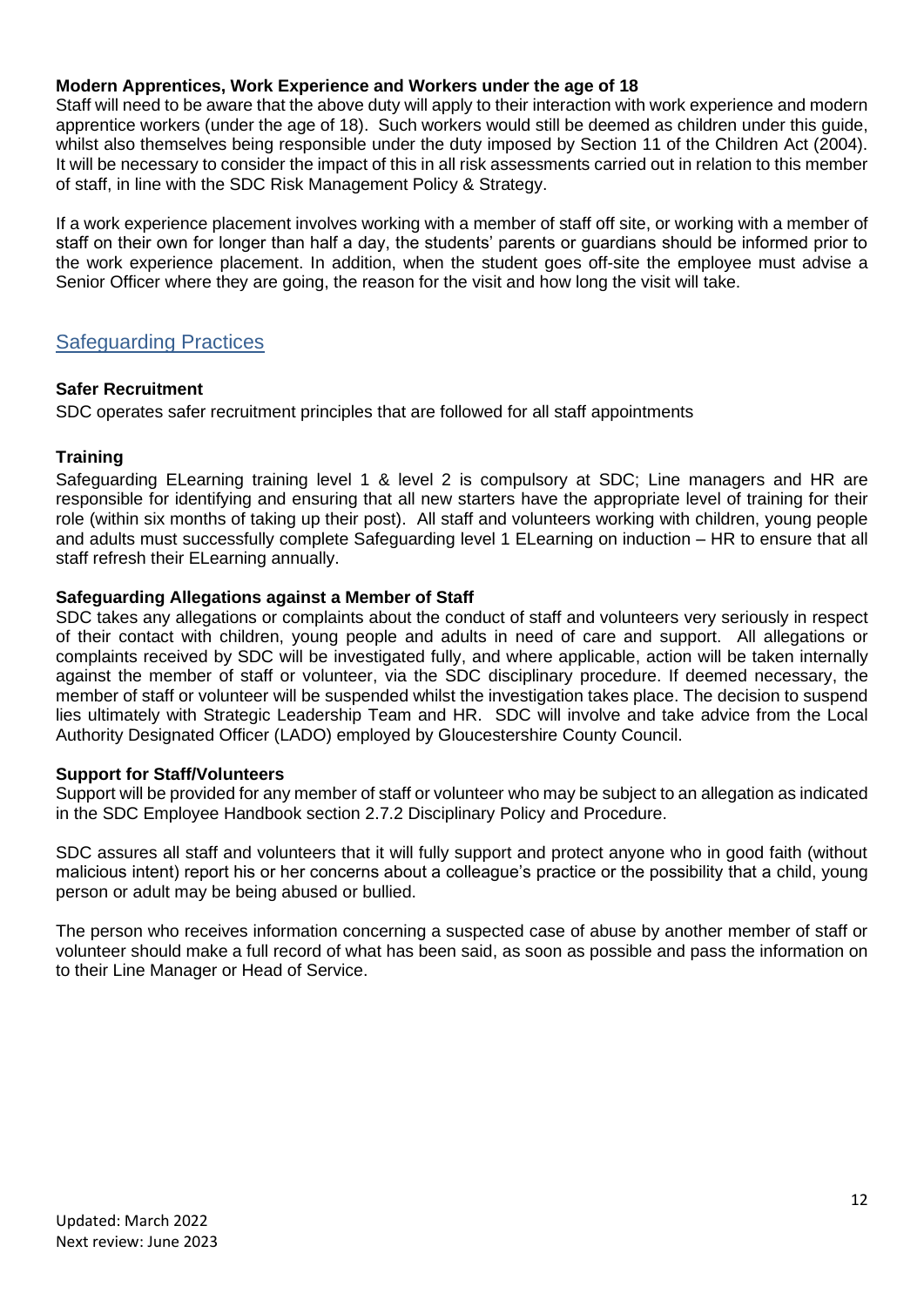**Modern Apprentices, Work Experience and Workers under the age of 18**

Staff will need to be aware that the above duty will apply to their interaction with work experience and modern apprentice workers (under the age of 18). Such workers would still be deemed as children under this guide, whilst also themselves being responsible under the duty imposed by Section 11 of the Children Act (2004). It will be necessary to consider the impact of this in all risk assessments carried out in relation to this member of staff, in line with the SDC Risk Management Policy & Strategy.

If a work experience placement involves working with a member of staff off site, or working with a member of staff on their own for longer than half a day, the students' parents or guardians should be informed prior to the work experience placement. In addition, when the student goes off-site the employee must advise a Senior Officer where they are going, the reason for the visit and how long the visit will take.

## Safeguarding Practices

**Safer Recruitment**

SDC operates safer recruitment principles that are followed for all staff appointments

**Training**

Safeguarding ELearning training level 1 & level 2 is compulsory at SDC; Line managers and HR are responsible for identifying and ensuring that all new starters have the appropriate level of training for their role (within six months of taking up their post). All staff and volunteers working with children, young people and adults must successfully complete Safeguarding level 1 ELearning on induction – HR to ensure that all staff refresh their ELearning annually.

**Safeguarding Allegations against a Member of Staff**

SDC takes any allegations or complaints about the conduct of staff and volunteers very seriously in respect of their contact with children, young people and adults in need of care and support. All allegations or complaints received by SDC will be investigated fully, and where applicable, action will be taken internally against the member of staff or volunteer, via the SDC disciplinary procedure. If deemed necessary, the member of staff or volunteer will be suspended whilst the investigation takes place. The decision to suspend lies ultimately with Strategic Leadership Team and HR. SDC will involve and take advice from the Local Authority Designated Officer (LADO) employed by Gloucestershire County Council.

**Support for Staff/Volunteers**

Support will be provided for any member of staff or volunteer who may be subject to an allegation as indicated in the SDC Employee Handbook section 2.7.2 Disciplinary Policy and Procedure.

SDC assures all staff and volunteers that it will fully support and protect anyone who in good faith (without malicious intent) report his or her concerns about a colleague's practice or the possibility that a child, young person or adult may be being abused or bullied.

The person who receives information concerning a suspected case of abuse by another member of staff or volunteer should make a full record of what has been said, as soon as possible and pass the information on to their Line Manager or Head of Service.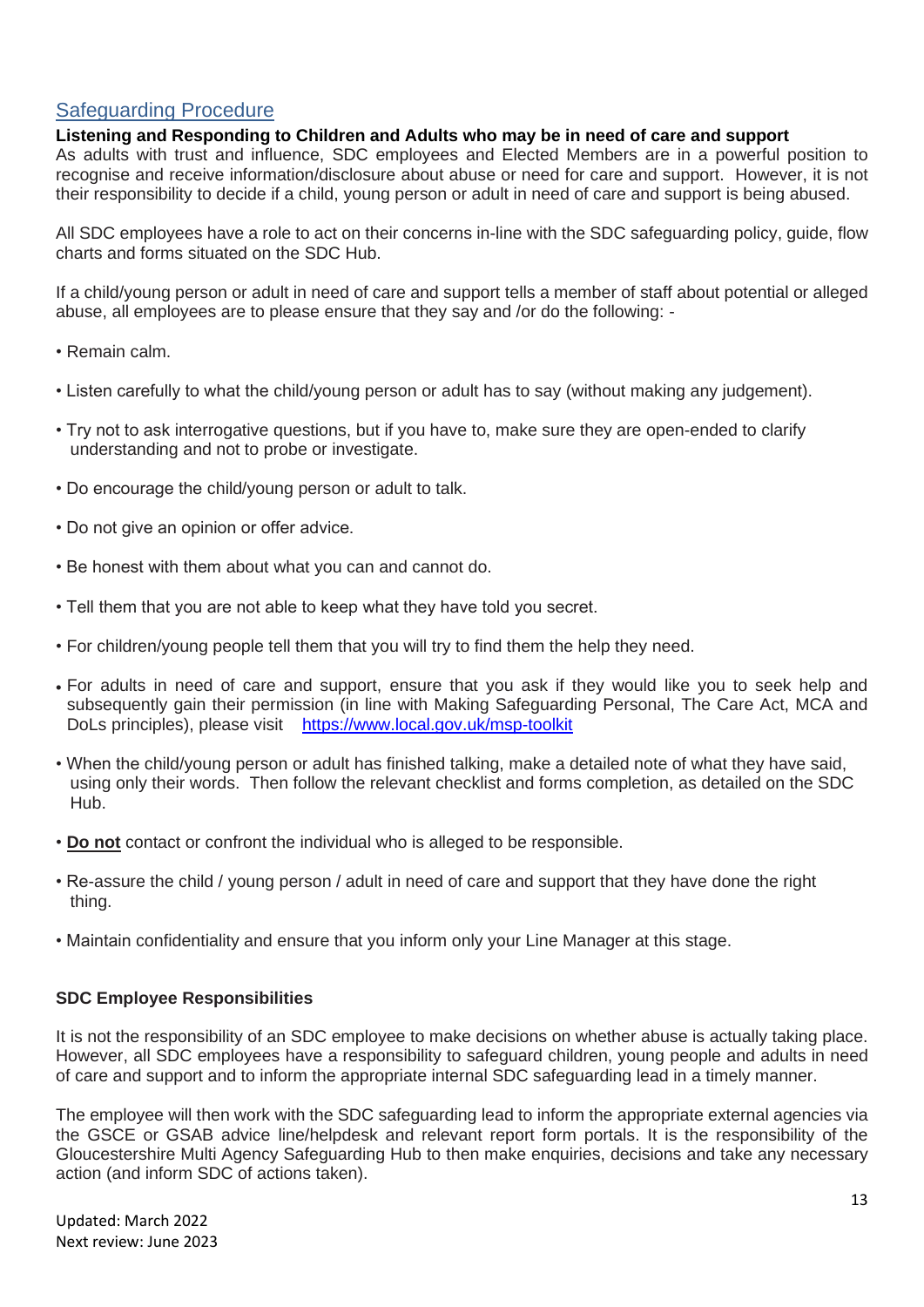## Safeguarding Procedure

**Listening and Responding to Children and Adults who may be in need of care and support**

As adults with trust and influence, SDC employees and Elected Members are in a powerful position to recognise and receive information/disclosure about abuse or need for care and support. However, it is not their responsibility to decide if a child, young person or adult in need of care and support is being abused.

All SDC employees have a role to act on their concerns in-line with the SDC safeguarding policy, guide, flow charts and forms situated on the SDC Hub.

If a child/young person or adult in need of care and support tells a member of staff about potential or alleged abuse, all employees are to please ensure that they say and /or do the following: -

- Remain calm.
- Listen carefully to what the child/young person or adult has to say (without making any judgement).
- Try not to ask interrogative questions, but if you have to, make sure they are open-ended to clarify understanding and not to probe or investigate.
- Do encourage the child/young person or adult to talk.
- Do not give an opinion or offer advice.
- Be honest with them about what you can and cannot do.
- Tell them that you are not able to keep what they have told you secret.
- For children/young people tell them that you will try to find them the help they need.
- For adults in need of care and support, ensure that you ask if they would like you to seek help and subsequently gain their permission (in line with Making Safeguarding Personal, The Care Act, MCA and DoLs principles), please visit [https://www.local.gov.uk/msp-toolkit](https://www.local.gov.uk/msp-toolkit)
- When the child/young person or adult has finished talking, make a detailed note of what they have said, using only their words. Then follow the relevant checklist and forms completion, as detailed on the SDC Hub.
- **<u>Do not</u>** contact or confront the individual who is alleged to be responsible.
- Re-assure the child / young person / adult in need of care and support that they have done the right thing.
- Maintain confidentiality and ensure that you inform only your Line Manager at this stage.

**SDC Employee Responsibilities**

It is not the responsibility of an SDC employee to make decisions on whether abuse is actually taking place. However, all SDC employees have a responsibility to safeguard children, young people and adults in need of care and support and to inform the appropriate internal SDC safeguarding lead in a timely manner.

The employee will then work with the SDC safeguarding lead to inform the appropriate external agencies via the GSCE or GSAB advice line/helpdesk and relevant report form portals. It is the responsibility of the Gloucestershire Multi Agency Safeguarding Hub to then make enquiries, decisions and take any necessary action (and inform SDC of actions taken).

Updated: March 2022
Next review: June 2023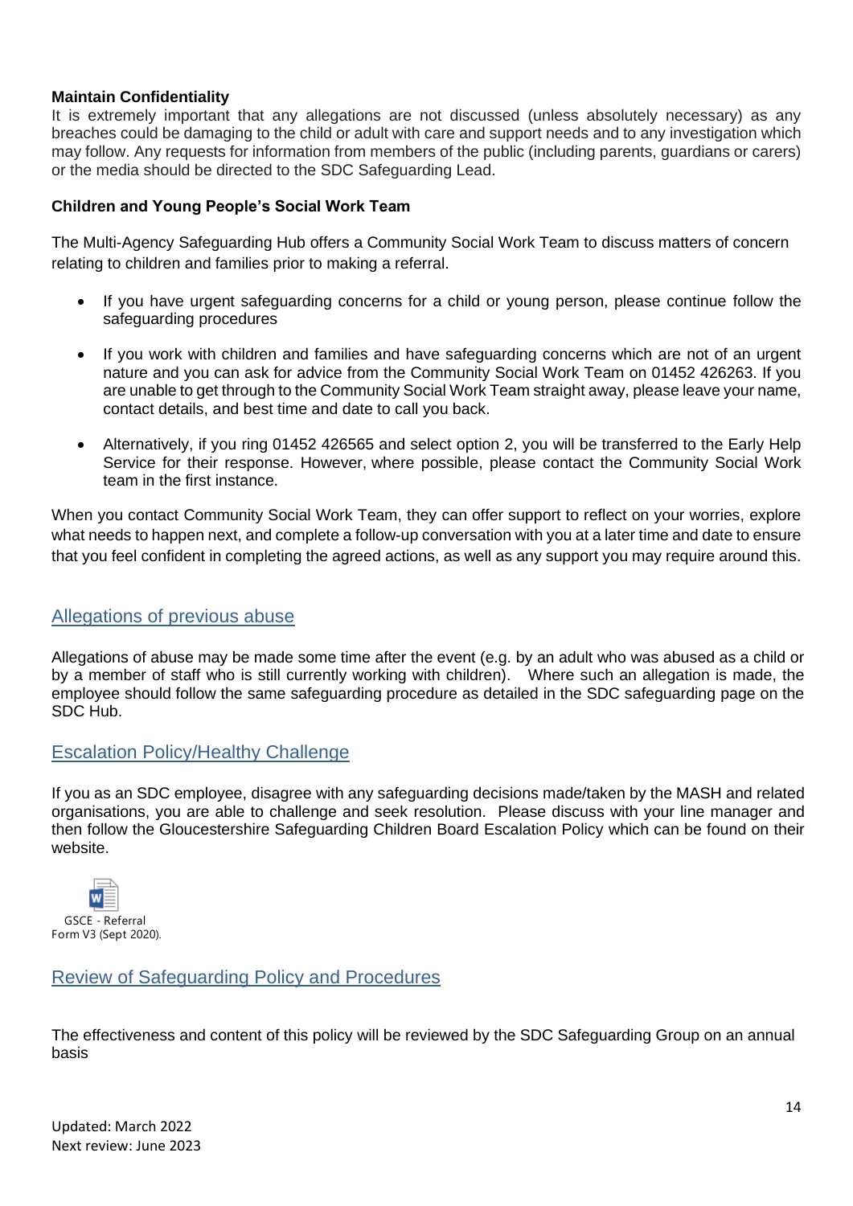**Maintain Confidentiality**
It is extremely important that any allegations are not discussed (unless absolutely necessary) as any breaches could be damaging to the child or adult with care and support needs and to any investigation which may follow. Any requests for information from members of the public (including parents, guardians or carers) or the media should be directed to the SDC Safeguarding Lead.

**Children and Young People's Social Work Team**

The Multi-Agency Safeguarding Hub offers a Community Social Work Team to discuss matters of concern relating to children and families prior to making a referral.

- If you have urgent safeguarding concerns for a child or young person, please continue follow the safeguarding procedures
- If you work with children and families and have safeguarding concerns which are not of an urgent nature and you can ask for advice from the Community Social Work Team on 01452 426263. If you are unable to get through to the Community Social Work Team straight away, please leave your name, contact details, and best time and date to call you back.
- Alternatively, if you ring 01452 426565 and select option 2, you will be transferred to the Early Help Service for their response. However, where possible, please contact the Community Social Work team in the first instance.

When you contact Community Social Work Team, they can offer support to reflect on your worries, explore what needs to happen next, and complete a follow-up conversation with you at a later time and date to ensure that you feel confident in completing the agreed actions, as well as any support you may require around this.

## Allegations of previous abuse

Allegations of abuse may be made some time after the event (e.g. by an adult who was abused as a child or by a member of staff who is still currently working with children). Where such an allegation is made, the employee should follow the same safeguarding procedure as detailed in the SDC safeguarding page on the SDC Hub.

## Escalation Policy/Healthy Challenge

If you as an SDC employee, disagree with any safeguarding decisions made/taken by the MASH and related organisations, you are able to challenge and seek resolution. Please discuss with your line manager and then follow the Gloucestershire Safeguarding Children Board Escalation Policy which can be found on their website.

GSCE - Referral Form V3 (Sept 2020).

## Review of Safeguarding Policy and Procedures

The effectiveness and content of this policy will be reviewed by the SDC Safeguarding Group on an annual basis

Updated: March 2022
Next review: June 2023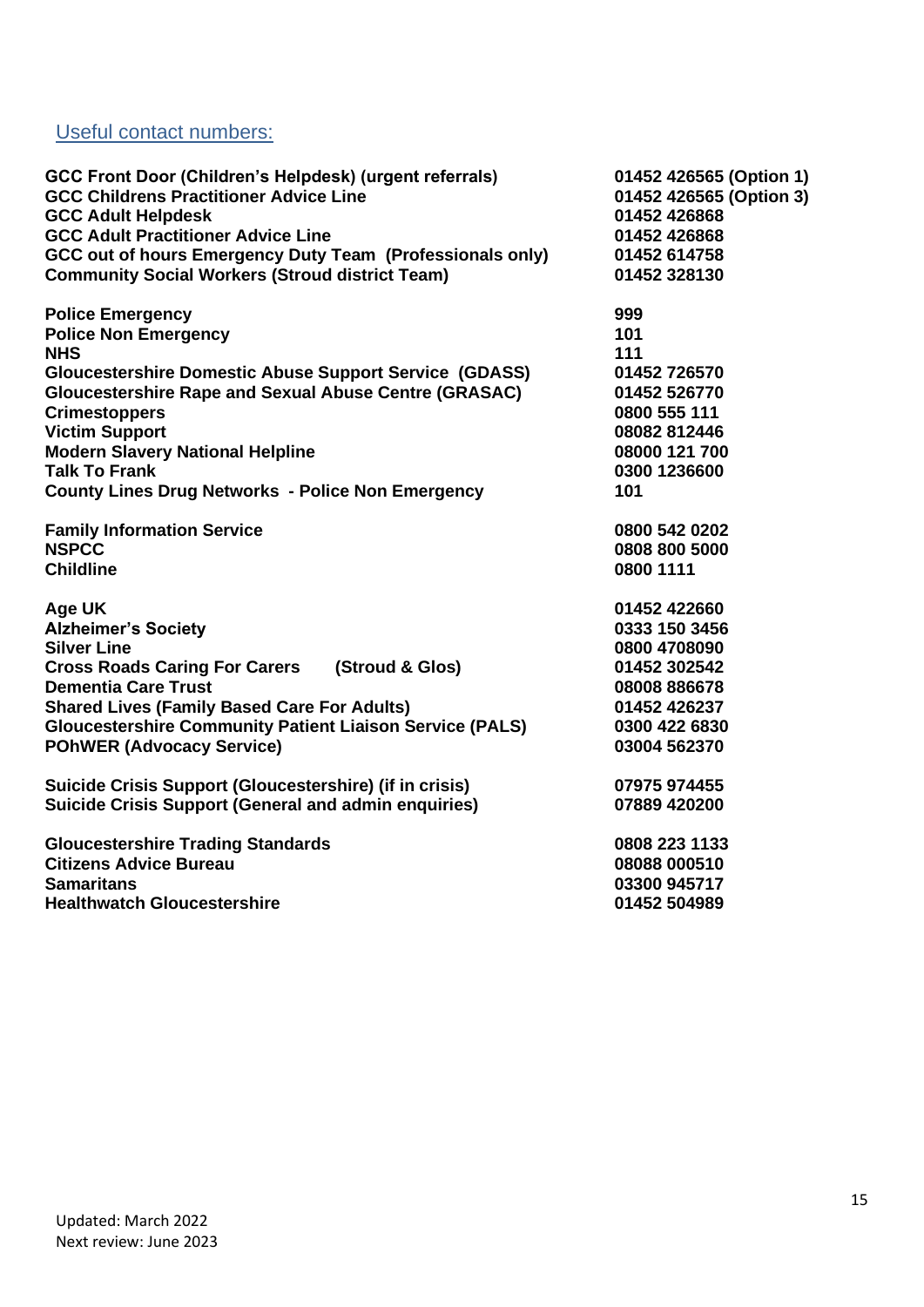## Useful contact numbers:

| | |
|---|---|
| **GCC Front Door (Children's Helpdesk) (urgent referrals)** | **01452 426565 (Option 1)** |
| **GCC Childrens Practitioner Advice Line** | **01452 426565 (Option 3)** |
| **GCC Adult Helpdesk** | **01452 426868** |
| **GCC Adult Practitioner Advice Line** | **01452 426868** |
| **GCC out of hours Emergency Duty Team (Professionals only)** | **01452 614758** |
| **Community Social Workers (Stroud district Team)** | **01452 328130** |
| | |
| **Police Emergency** | **999** |
| **Police Non Emergency** | **101** |
| **NHS** | **111** |
| **Gloucestershire Domestic Abuse Support Service (GDASS)** | **01452 726570** |
| **Gloucestershire Rape and Sexual Abuse Centre (GRASAC)** | **01452 526770** |
| **Crimestoppers** | **0800 555 111** |
| **Victim Support** | **08082 812446** |
| **Modern Slavery National Helpline** | **08000 121 700** |
| **Talk To Frank** | **0300 1236600** |
| **County Lines Drug Networks - Police Non Emergency** | **101** |
| | |
| **Family Information Service** | **0800 542 0202** |
| **NSPCC** | **0808 800 5000** |
| **Childline** | **0800 1111** |
| | |
| **Age UK** | **01452 422660** |
| **Alzheimer's Society** | **0333 150 3456** |
| **Silver Line** | **0800 4708090** |
| **Cross Roads Caring For Carers (Stroud & Glos)** | **01452 302542** |
| **Dementia Care Trust** | **08008 886678** |
| **Shared Lives (Family Based Care For Adults)** | **01452 426237** |
| **Gloucestershire Community Patient Liaison Service (PALS)** | **0300 422 6830** |
| **POhWER (Advocacy Service)** | **03004 562370** |
| | |
| **Suicide Crisis Support (Gloucestershire) (if in crisis)** | **07975 974455** |
| **Suicide Crisis Support (General and admin enquiries)** | **07889 420200** |
| | |
| **Gloucestershire Trading Standards** | **0808 223 1133** |
| **Citizens Advice Bureau** | **08088 000510** |
| **Samaritans** | **03300 945717** |
| **Healthwatch Gloucestershire** | **01452 504989** |

Updated: March 2022
Next review: June 2023